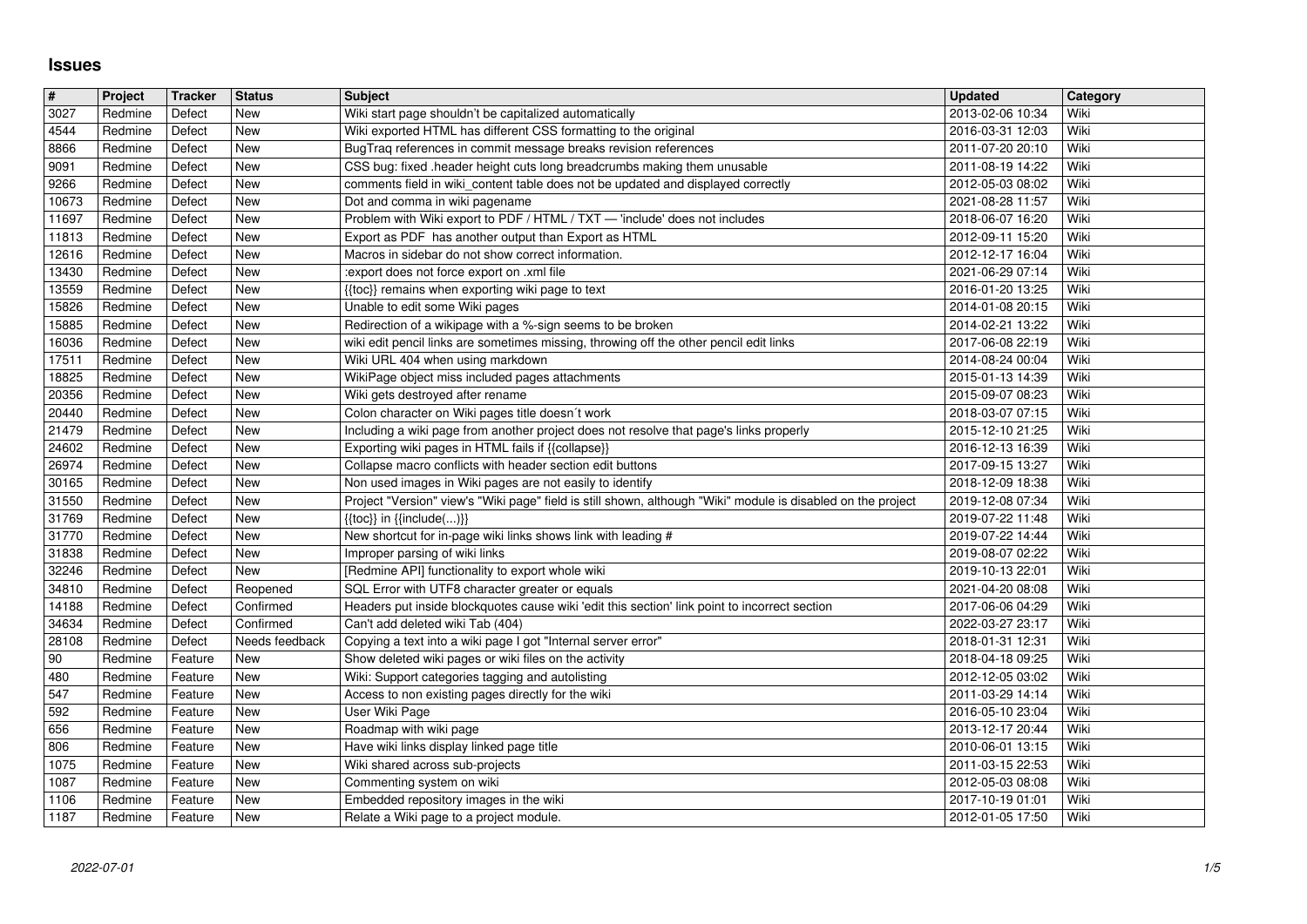# Issues

| # | Project | Tracker | Status | Subject | Updated | Category |
|---|---|---|---|---|---|---|
| 3027 | Redmine | Defect | New | Wiki start page shouldn't be capitalized automatically | 2013-02-06 10:34 | Wiki |
| 4544 | Redmine | Defect | New | Wiki exported HTML has different CSS formatting to the original | 2016-03-31 12:03 | Wiki |
| 8866 | Redmine | Defect | New | BugTraq references in commit message breaks revision references | 2011-07-20 20:10 | Wiki |
| 9091 | Redmine | Defect | New | CSS bug: fixed .header height cuts long breadcrumbs making them unusable | 2011-08-19 14:22 | Wiki |
| 9266 | Redmine | Defect | New | comments field in wiki_content table does not be updated and displayed correctly | 2012-05-03 08:02 | Wiki |
| 10673 | Redmine | Defect | New | Dot and comma in wiki pagename | 2021-08-28 11:57 | Wiki |
| 11697 | Redmine | Defect | New | Problem with Wiki export to PDF / HTML / TXT — 'include' does not includes | 2018-06-07 16:20 | Wiki |
| 11813 | Redmine | Defect | New | Export as PDF has another output than Export as HTML | 2012-09-11 15:20 | Wiki |
| 12616 | Redmine | Defect | New | Macros in sidebar do not show correct information. | 2012-12-17 16:04 | Wiki |
| 13430 | Redmine | Defect | New | :export does not force export on .xml file | 2021-06-29 07:14 | Wiki |
| 13559 | Redmine | Defect | New | {{toc}} remains when exporting wiki page to text | 2016-01-20 13:25 | Wiki |
| 15826 | Redmine | Defect | New | Unable to edit some Wiki pages | 2014-01-08 20:15 | Wiki |
| 15885 | Redmine | Defect | New | Redirection of a wikipage with a %-sign seems to be broken | 2014-02-21 13:22 | Wiki |
| 16036 | Redmine | Defect | New | wiki edit pencil links are sometimes missing, throwing off the other pencil edit links | 2017-06-08 22:19 | Wiki |
| 17511 | Redmine | Defect | New | Wiki URL 404 when using markdown | 2014-08-24 00:04 | Wiki |
| 18825 | Redmine | Defect | New | WikiPage object miss included pages attachments | 2015-01-13 14:39 | Wiki |
| 20356 | Redmine | Defect | New | Wiki gets destroyed after rename | 2015-09-07 08:23 | Wiki |
| 20440 | Redmine | Defect | New | Colon character on Wiki pages title doesn´t work | 2018-03-07 07:15 | Wiki |
| 21479 | Redmine | Defect | New | Including a wiki page from another project does not resolve that page's links properly | 2015-12-10 21:25 | Wiki |
| 24602 | Redmine | Defect | New | Exporting wiki pages in HTML fails if {{collapse}} | 2016-12-13 16:39 | Wiki |
| 26974 | Redmine | Defect | New | Collapse macro conflicts with header section edit buttons | 2017-09-15 13:27 | Wiki |
| 30165 | Redmine | Defect | New | Non used images in Wiki pages are not easily to identify | 2018-12-09 18:38 | Wiki |
| 31550 | Redmine | Defect | New | Project "Version" view's "Wiki page" field is still shown, although "Wiki" module is disabled on the project | 2019-12-08 07:34 | Wiki |
| 31769 | Redmine | Defect | New | {{toc}} in {{include(...)}} | 2019-07-22 11:48 | Wiki |
| 31770 | Redmine | Defect | New | New shortcut for in-page wiki links shows link with leading # | 2019-07-22 14:44 | Wiki |
| 31838 | Redmine | Defect | New | Improper parsing of wiki links | 2019-08-07 02:22 | Wiki |
| 32246 | Redmine | Defect | New | [Redmine API] functionality to export whole wiki | 2019-10-13 22:01 | Wiki |
| 34810 | Redmine | Defect | Reopened | SQL Error with UTF8 character greater or equals | 2021-04-20 08:08 | Wiki |
| 14188 | Redmine | Defect | Confirmed | Headers put inside blockquotes cause wiki 'edit this section' link point to incorrect section | 2017-06-06 04:29 | Wiki |
| 34634 | Redmine | Defect | Confirmed | Can't add deleted wiki Tab (404) | 2022-03-27 23:17 | Wiki |
| 28108 | Redmine | Defect | Needs feedback | Copying a text into a wiki page I got "Internal server error" | 2018-01-31 12:31 | Wiki |
| 90 | Redmine | Feature | New | Show deleted wiki pages or wiki files on the activity | 2018-04-18 09:25 | Wiki |
| 480 | Redmine | Feature | New | Wiki: Support categories tagging and autolisting | 2012-12-05 03:02 | Wiki |
| 547 | Redmine | Feature | New | Access to non existing pages directly for the wiki | 2011-03-29 14:14 | Wiki |
| 592 | Redmine | Feature | New | User Wiki Page | 2016-05-10 23:04 | Wiki |
| 656 | Redmine | Feature | New | Roadmap with wiki page | 2013-12-17 20:44 | Wiki |
| 806 | Redmine | Feature | New | Have wiki links display linked page title | 2010-06-01 13:15 | Wiki |
| 1075 | Redmine | Feature | New | Wiki shared across sub-projects | 2011-03-15 22:53 | Wiki |
| 1087 | Redmine | Feature | New | Commenting system on wiki | 2012-05-03 08:08 | Wiki |
| 1106 | Redmine | Feature | New | Embedded repository images in the wiki | 2017-10-19 01:01 | Wiki |
| 1187 | Redmine | Feature | New | Relate a Wiki page to a project module. | 2012-01-05 17:50 | Wiki |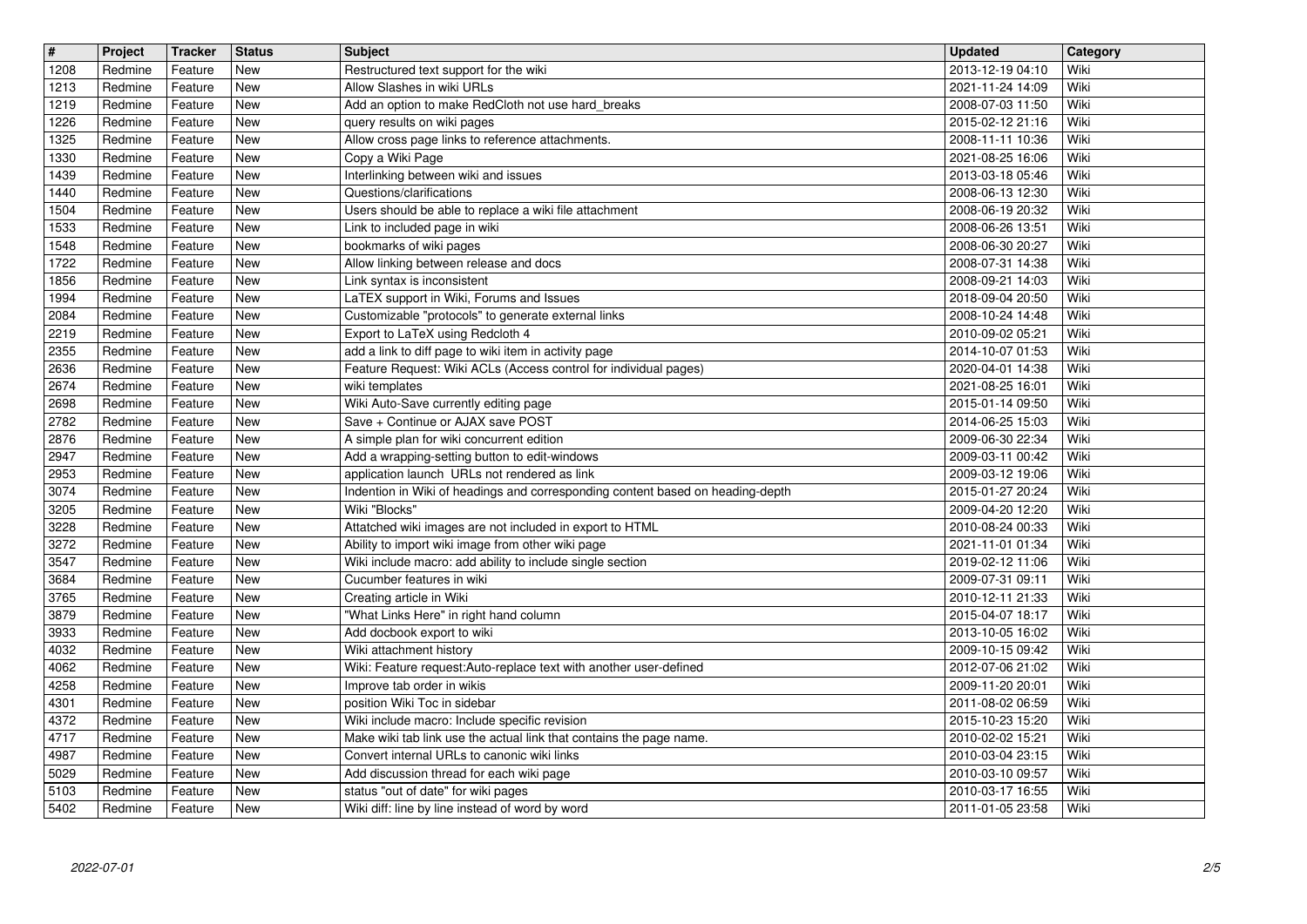| # | Project | Tracker | Status | Subject | Updated | Category |
| --- | --- | --- | --- | --- | --- | --- |
| 1208 | Redmine | Feature | New | Restructured text support for the wiki | 2013-12-19 04:10 | Wiki |
| 1213 | Redmine | Feature | New | Allow Slashes in wiki URLs | 2021-11-24 14:09 | Wiki |
| 1219 | Redmine | Feature | New | Add an option to make RedCloth not use hard_breaks | 2008-07-03 11:50 | Wiki |
| 1226 | Redmine | Feature | New | query results on wiki pages | 2015-02-12 21:16 | Wiki |
| 1325 | Redmine | Feature | New | Allow cross page links to reference attachments. | 2008-11-11 10:36 | Wiki |
| 1330 | Redmine | Feature | New | Copy a Wiki Page | 2021-08-25 16:06 | Wiki |
| 1439 | Redmine | Feature | New | Interlinking between wiki and issues | 2013-03-18 05:46 | Wiki |
| 1440 | Redmine | Feature | New | Questions/clarifications | 2008-06-13 12:30 | Wiki |
| 1504 | Redmine | Feature | New | Users should be able to replace a wiki file attachment | 2008-06-19 20:32 | Wiki |
| 1533 | Redmine | Feature | New | Link to included page in wiki | 2008-06-26 13:51 | Wiki |
| 1548 | Redmine | Feature | New | bookmarks of wiki pages | 2008-06-30 20:27 | Wiki |
| 1722 | Redmine | Feature | New | Allow linking between release and docs | 2008-07-31 14:38 | Wiki |
| 1856 | Redmine | Feature | New | Link syntax is inconsistent | 2008-09-21 14:03 | Wiki |
| 1994 | Redmine | Feature | New | LaTEX support in Wiki, Forums and Issues | 2018-09-04 20:50 | Wiki |
| 2084 | Redmine | Feature | New | Customizable "protocols" to generate external links | 2008-10-24 14:48 | Wiki |
| 2219 | Redmine | Feature | New | Export to LaTeX using Redcloth 4 | 2010-09-02 05:21 | Wiki |
| 2355 | Redmine | Feature | New | add a link to diff page to wiki item in activity page | 2014-10-07 01:53 | Wiki |
| 2636 | Redmine | Feature | New | Feature Request: Wiki ACLs (Access control for individual pages) | 2020-04-01 14:38 | Wiki |
| 2674 | Redmine | Feature | New | wiki templates | 2021-08-25 16:01 | Wiki |
| 2698 | Redmine | Feature | New | Wiki Auto-Save currently editing page | 2015-01-14 09:50 | Wiki |
| 2782 | Redmine | Feature | New | Save + Continue or AJAX save POST | 2014-06-25 15:03 | Wiki |
| 2876 | Redmine | Feature | New | A simple plan for wiki concurrent edition | 2009-06-30 22:34 | Wiki |
| 2947 | Redmine | Feature | New | Add a wrapping-setting button to edit-windows | 2009-03-11 00:42 | Wiki |
| 2953 | Redmine | Feature | New | application launch URLs not rendered as link | 2009-03-12 19:06 | Wiki |
| 3074 | Redmine | Feature | New | Indention in Wiki of headings and corresponding content based on heading-depth | 2015-01-27 20:24 | Wiki |
| 3205 | Redmine | Feature | New | Wiki "Blocks" | 2009-04-20 12:20 | Wiki |
| 3228 | Redmine | Feature | New | Attatched wiki images are not included in export to HTML | 2010-08-24 00:33 | Wiki |
| 3272 | Redmine | Feature | New | Ability to import wiki image from other wiki page | 2021-11-01 01:34 | Wiki |
| 3547 | Redmine | Feature | New | Wiki include macro: add ability to include single section | 2019-02-12 11:06 | Wiki |
| 3684 | Redmine | Feature | New | Cucumber features in wiki | 2009-07-31 09:11 | Wiki |
| 3765 | Redmine | Feature | New | Creating article in Wiki | 2010-12-11 21:33 | Wiki |
| 3879 | Redmine | Feature | New | "What Links Here" in right hand column | 2015-04-07 18:17 | Wiki |
| 3933 | Redmine | Feature | New | Add docbook export to wiki | 2013-10-05 16:02 | Wiki |
| 4032 | Redmine | Feature | New | Wiki attachment history | 2009-10-15 09:42 | Wiki |
| 4062 | Redmine | Feature | New | Wiki: Feature request:Auto-replace text with another user-defined | 2012-07-06 21:02 | Wiki |
| 4258 | Redmine | Feature | New | Improve tab order in wikis | 2009-11-20 20:01 | Wiki |
| 4301 | Redmine | Feature | New | position Wiki Toc in sidebar | 2011-08-02 06:59 | Wiki |
| 4372 | Redmine | Feature | New | Wiki include macro: Include specific revision | 2015-10-23 15:20 | Wiki |
| 4717 | Redmine | Feature | New | Make wiki tab link use the actual link that contains the page name. | 2010-02-02 15:21 | Wiki |
| 4987 | Redmine | Feature | New | Convert internal URLs to canonic wiki links | 2010-03-04 23:15 | Wiki |
| 5029 | Redmine | Feature | New | Add discussion thread for each wiki page | 2010-03-10 09:57 | Wiki |
| 5103 | Redmine | Feature | New | status "out of date" for wiki pages | 2010-03-17 16:55 | Wiki |
| 5402 | Redmine | Feature | New | Wiki diff: line by line instead of word by word | 2011-01-05 23:58 | Wiki |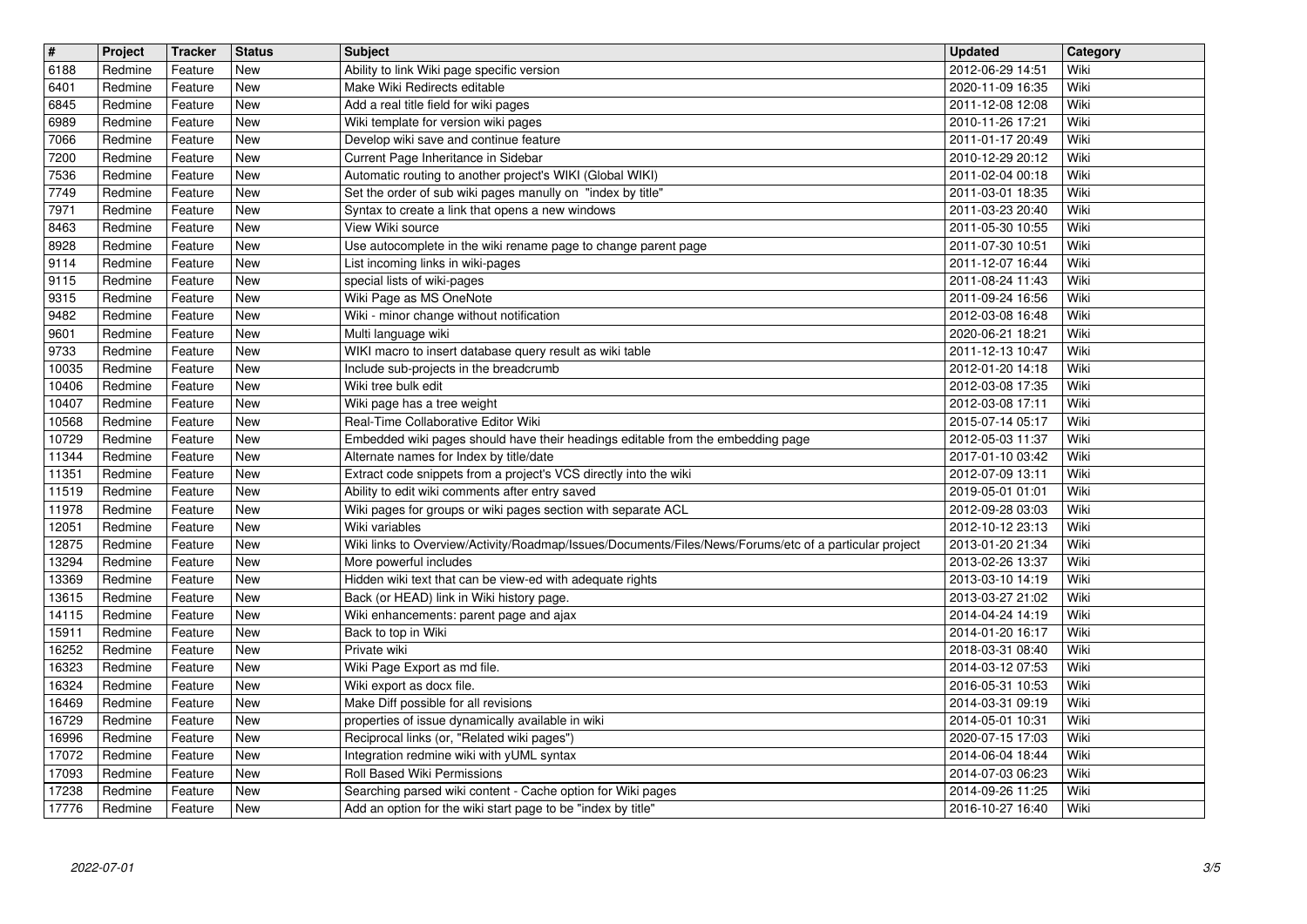| # | Project | Tracker | Status | Subject | Updated | Category |
| --- | --- | --- | --- | --- | --- | --- |
| 6188 | Redmine | Feature | New | Ability to link Wiki page specific version | 2012-06-29 14:51 | Wiki |
| 6401 | Redmine | Feature | New | Make Wiki Redirects editable | 2020-11-09 16:35 | Wiki |
| 6845 | Redmine | Feature | New | Add a real title field for wiki pages | 2011-12-08 12:08 | Wiki |
| 6989 | Redmine | Feature | New | Wiki template for version wiki pages | 2010-11-26 17:21 | Wiki |
| 7066 | Redmine | Feature | New | Develop wiki save and continue feature | 2011-01-17 20:49 | Wiki |
| 7200 | Redmine | Feature | New | Current Page Inheritance in Sidebar | 2010-12-29 20:12 | Wiki |
| 7536 | Redmine | Feature | New | Automatic routing to another project's WIKI (Global WIKI) | 2011-02-04 00:18 | Wiki |
| 7749 | Redmine | Feature | New | Set the order of sub wiki pages manully on "index by title" | 2011-03-01 18:35 | Wiki |
| 7971 | Redmine | Feature | New | Syntax to create a link that opens a new windows | 2011-03-23 20:40 | Wiki |
| 8463 | Redmine | Feature | New | View Wiki source | 2011-05-30 10:55 | Wiki |
| 8928 | Redmine | Feature | New | Use autocomplete in the wiki rename page to change parent page | 2011-07-30 10:51 | Wiki |
| 9114 | Redmine | Feature | New | List incoming links in wiki-pages | 2011-12-07 16:44 | Wiki |
| 9115 | Redmine | Feature | New | special lists of wiki-pages | 2011-08-24 11:43 | Wiki |
| 9315 | Redmine | Feature | New | Wiki Page as MS OneNote | 2011-09-24 16:56 | Wiki |
| 9482 | Redmine | Feature | New | Wiki - minor change without notification | 2012-03-08 16:48 | Wiki |
| 9601 | Redmine | Feature | New | Multi language wiki | 2020-06-21 18:21 | Wiki |
| 9733 | Redmine | Feature | New | WIKI macro to insert database query result as wiki table | 2011-12-13 10:47 | Wiki |
| 10035 | Redmine | Feature | New | Include sub-projects in the breadcrumb | 2012-01-20 14:18 | Wiki |
| 10406 | Redmine | Feature | New | Wiki tree bulk edit | 2012-03-08 17:35 | Wiki |
| 10407 | Redmine | Feature | New | Wiki page has a tree weight | 2012-03-08 17:11 | Wiki |
| 10568 | Redmine | Feature | New | Real-Time Collaborative Editor Wiki | 2015-07-14 05:17 | Wiki |
| 10729 | Redmine | Feature | New | Embedded wiki pages should have their headings editable from the embedding page | 2012-05-03 11:37 | Wiki |
| 11344 | Redmine | Feature | New | Alternate names for Index by title/date | 2017-01-10 03:42 | Wiki |
| 11351 | Redmine | Feature | New | Extract code snippets from a project's VCS directly into the wiki | 2012-07-09 13:11 | Wiki |
| 11519 | Redmine | Feature | New | Ability to edit wiki comments after entry saved | 2019-05-01 01:01 | Wiki |
| 11978 | Redmine | Feature | New | Wiki pages for groups or wiki pages section with separate ACL | 2012-09-28 03:03 | Wiki |
| 12051 | Redmine | Feature | New | Wiki variables | 2012-10-12 23:13 | Wiki |
| 12875 | Redmine | Feature | New | Wiki links to Overview/Activity/Roadmap/Issues/Documents/Files/News/Forums/etc of a particular project | 2013-01-20 21:34 | Wiki |
| 13294 | Redmine | Feature | New | More powerful includes | 2013-02-26 13:37 | Wiki |
| 13369 | Redmine | Feature | New | Hidden wiki text that can be view-ed with adequate rights | 2013-03-10 14:19 | Wiki |
| 13615 | Redmine | Feature | New | Back (or HEAD) link in Wiki history page. | 2013-03-27 21:02 | Wiki |
| 14115 | Redmine | Feature | New | Wiki enhancements: parent page and ajax | 2014-04-24 14:19 | Wiki |
| 15911 | Redmine | Feature | New | Back to top in Wiki | 2014-01-20 16:17 | Wiki |
| 16252 | Redmine | Feature | New | Private wiki | 2018-03-31 08:40 | Wiki |
| 16323 | Redmine | Feature | New | Wiki Page Export as md file. | 2014-03-12 07:53 | Wiki |
| 16324 | Redmine | Feature | New | Wiki export as docx file. | 2016-05-31 10:53 | Wiki |
| 16469 | Redmine | Feature | New | Make Diff possible for all revisions | 2014-03-31 09:19 | Wiki |
| 16729 | Redmine | Feature | New | properties of issue dynamically available in wiki | 2014-05-01 10:31 | Wiki |
| 16996 | Redmine | Feature | New | Reciprocal links (or, "Related wiki pages") | 2020-07-15 17:03 | Wiki |
| 17072 | Redmine | Feature | New | Integration redmine wiki with yUML syntax | 2014-06-04 18:44 | Wiki |
| 17093 | Redmine | Feature | New | Roll Based Wiki Permissions | 2014-07-03 06:23 | Wiki |
| 17238 | Redmine | Feature | New | Searching parsed wiki content - Cache option for Wiki pages | 2014-09-26 11:25 | Wiki |
| 17776 | Redmine | Feature | New | Add an option for the wiki start page to be "index by title" | 2016-10-27 16:40 | Wiki |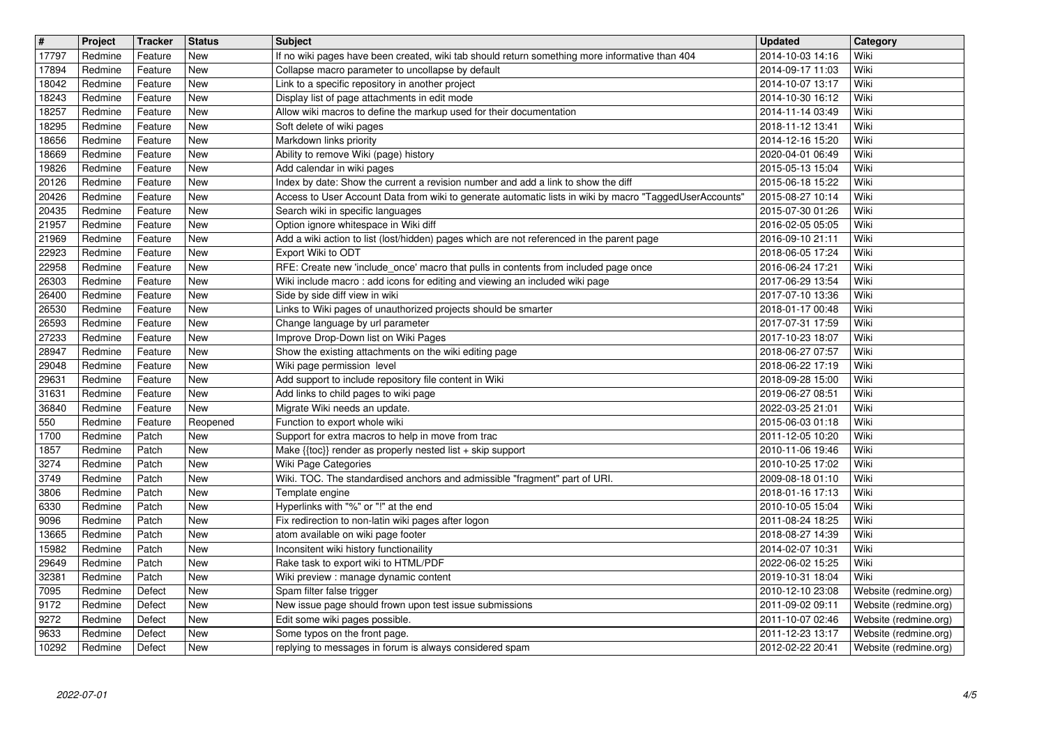| # | Project | Tracker | Status | Subject | Updated | Category |
|---|---|---|---|---|---|---|
| 17797 | Redmine | Feature | New | If no wiki pages have been created, wiki tab should return something more informative than 404 | 2014-10-03 14:16 | Wiki |
| 17894 | Redmine | Feature | New | Collapse macro parameter to uncollapse by default | 2014-09-17 11:03 | Wiki |
| 18042 | Redmine | Feature | New | Link to a specific repository in another project | 2014-10-07 13:17 | Wiki |
| 18243 | Redmine | Feature | New | Display list of page attachments in edit mode | 2014-10-30 16:12 | Wiki |
| 18257 | Redmine | Feature | New | Allow wiki macros to define the markup used for their documentation | 2014-11-14 03:49 | Wiki |
| 18295 | Redmine | Feature | New | Soft delete of wiki pages | 2018-11-12 13:41 | Wiki |
| 18656 | Redmine | Feature | New | Markdown links priority | 2014-12-16 15:20 | Wiki |
| 18669 | Redmine | Feature | New | Ability to remove Wiki (page) history | 2020-04-01 06:49 | Wiki |
| 19826 | Redmine | Feature | New | Add calendar in wiki pages | 2015-05-13 15:04 | Wiki |
| 20126 | Redmine | Feature | New | Index by date: Show the current a revision number and add a link to show the diff | 2015-06-18 15:22 | Wiki |
| 20426 | Redmine | Feature | New | Access to User Account Data from wiki to generate automatic lists in wiki by macro "TaggedUserAccounts" | 2015-08-27 10:14 | Wiki |
| 20435 | Redmine | Feature | New | Search wiki in specific languages | 2015-07-30 01:26 | Wiki |
| 21957 | Redmine | Feature | New | Option ignore whitespace in Wiki diff | 2016-02-05 05:05 | Wiki |
| 21969 | Redmine | Feature | New | Add a wiki action to list (lost/hidden) pages which are not referenced in the parent page | 2016-09-10 21:11 | Wiki |
| 22923 | Redmine | Feature | New | Export Wiki to ODT | 2018-06-05 17:24 | Wiki |
| 22958 | Redmine | Feature | New | RFE: Create new 'include_once' macro that pulls in contents from included page once | 2016-06-24 17:21 | Wiki |
| 26303 | Redmine | Feature | New | Wiki include macro : add icons for editing and viewing an included wiki page | 2017-06-29 13:54 | Wiki |
| 26400 | Redmine | Feature | New | Side by side diff view in wiki | 2017-07-10 13:36 | Wiki |
| 26530 | Redmine | Feature | New | Links to Wiki pages of unauthorized projects should be smarter | 2018-01-17 00:48 | Wiki |
| 26593 | Redmine | Feature | New | Change language by url parameter | 2017-07-31 17:59 | Wiki |
| 27233 | Redmine | Feature | New | Improve Drop-Down list on Wiki Pages | 2017-10-23 18:07 | Wiki |
| 28947 | Redmine | Feature | New | Show the existing attachments on the wiki editing page | 2018-06-27 07:57 | Wiki |
| 29048 | Redmine | Feature | New | Wiki page permission level | 2018-06-22 17:19 | Wiki |
| 29631 | Redmine | Feature | New | Add support to include repository file content in Wiki | 2018-09-28 15:00 | Wiki |
| 31631 | Redmine | Feature | New | Add links to child pages to wiki page | 2019-06-27 08:51 | Wiki |
| 36840 | Redmine | Feature | New | Migrate Wiki needs an update. | 2022-03-25 21:01 | Wiki |
| 550 | Redmine | Feature | Reopened | Function to export whole wiki | 2015-06-03 01:18 | Wiki |
| 1700 | Redmine | Patch | New | Support for extra macros to help in move from trac | 2011-12-05 10:20 | Wiki |
| 1857 | Redmine | Patch | New | Make {{toc}} render as properly nested list + skip support | 2010-11-06 19:46 | Wiki |
| 3274 | Redmine | Patch | New | Wiki Page Categories | 2010-10-25 17:02 | Wiki |
| 3749 | Redmine | Patch | New | Wiki. TOC. The standardised anchors and admissible "fragment" part of URI. | 2009-08-18 01:10 | Wiki |
| 3806 | Redmine | Patch | New | Template engine | 2018-01-16 17:13 | Wiki |
| 6330 | Redmine | Patch | New | Hyperlinks with "%" or "!" at the end | 2010-10-05 15:04 | Wiki |
| 9096 | Redmine | Patch | New | Fix redirection to non-latin wiki pages after logon | 2011-08-24 18:25 | Wiki |
| 13665 | Redmine | Patch | New | atom available on wiki page footer | 2018-08-27 14:39 | Wiki |
| 15982 | Redmine | Patch | New | Inconsitent wiki history functionaility | 2014-02-07 10:31 | Wiki |
| 29649 | Redmine | Patch | New | Rake task to export wiki to HTML/PDF | 2022-06-02 15:25 | Wiki |
| 32381 | Redmine | Patch | New | Wiki preview : manage dynamic content | 2019-10-31 18:04 | Wiki |
| 7095 | Redmine | Defect | New | Spam filter false trigger | 2010-12-10 23:08 | Website (redmine.org) |
| 9172 | Redmine | Defect | New | New issue page should frown upon test issue submissions | 2011-09-02 09:11 | Website (redmine.org) |
| 9272 | Redmine | Defect | New | Edit some wiki pages possible. | 2011-10-07 02:46 | Website (redmine.org) |
| 9633 | Redmine | Defect | New | Some typos on the front page. | 2011-12-23 13:17 | Website (redmine.org) |
| 10292 | Redmine | Defect | New | replying to messages in forum is always considered spam | 2012-02-22 20:41 | Website (redmine.org) |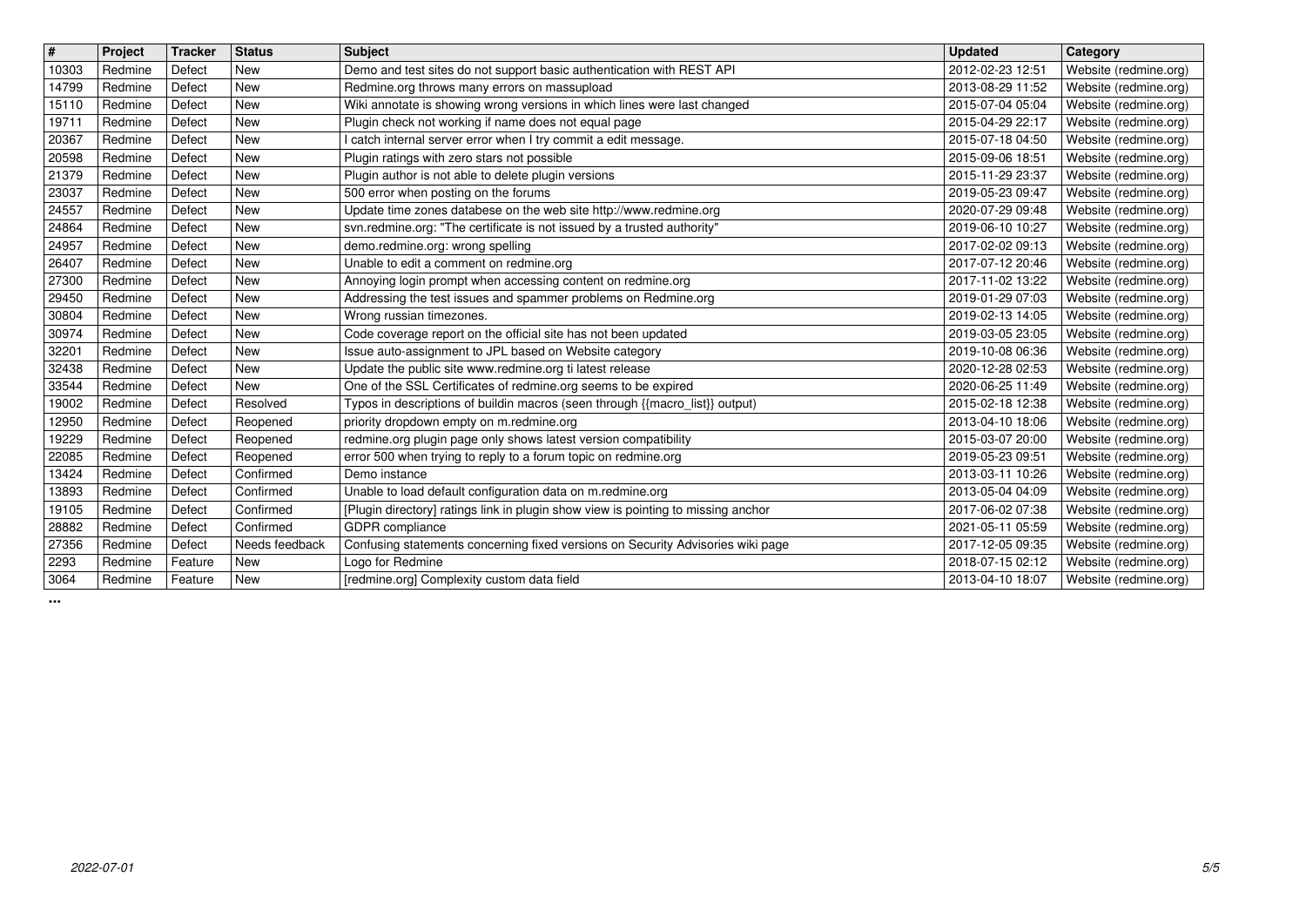| # | Project | Tracker | Status | Subject | Updated | Category |
|---|---|---|---|---|---|---|
| 10303 | Redmine | Defect | New | Demo and test sites do not support basic authentication with REST API | 2012-02-23 12:51 | Website (redmine.org) |
| 14799 | Redmine | Defect | New | Redmine.org throws many errors on massupload | 2013-08-29 11:52 | Website (redmine.org) |
| 15110 | Redmine | Defect | New | Wiki annotate is showing wrong versions in which lines were last changed | 2015-07-04 05:04 | Website (redmine.org) |
| 19711 | Redmine | Defect | New | Plugin check not working if name does not equal page | 2015-04-29 22:17 | Website (redmine.org) |
| 20367 | Redmine | Defect | New | I catch internal server error when I try commit a edit message. | 2015-07-18 04:50 | Website (redmine.org) |
| 20598 | Redmine | Defect | New | Plugin ratings with zero stars not possible | 2015-09-06 18:51 | Website (redmine.org) |
| 21379 | Redmine | Defect | New | Plugin author is not able to delete plugin versions | 2015-11-29 23:37 | Website (redmine.org) |
| 23037 | Redmine | Defect | New | 500 error when posting on the forums | 2019-05-23 09:47 | Website (redmine.org) |
| 24557 | Redmine | Defect | New | Update time zones databese on the web site http://www.redmine.org | 2020-07-29 09:48 | Website (redmine.org) |
| 24864 | Redmine | Defect | New | svn.redmine.org: "The certificate is not issued by a trusted authority" | 2019-06-10 10:27 | Website (redmine.org) |
| 24957 | Redmine | Defect | New | demo.redmine.org: wrong spelling | 2017-02-02 09:13 | Website (redmine.org) |
| 26407 | Redmine | Defect | New | Unable to edit a comment on redmine.org | 2017-07-12 20:46 | Website (redmine.org) |
| 27300 | Redmine | Defect | New | Annoying login prompt when accessing content on redmine.org | 2017-11-02 13:22 | Website (redmine.org) |
| 29450 | Redmine | Defect | New | Addressing the test issues and spammer problems on Redmine.org | 2019-01-29 07:03 | Website (redmine.org) |
| 30804 | Redmine | Defect | New | Wrong russian timezones. | 2019-02-13 14:05 | Website (redmine.org) |
| 30974 | Redmine | Defect | New | Code coverage report on the official site has not been updated | 2019-03-05 23:05 | Website (redmine.org) |
| 32201 | Redmine | Defect | New | Issue auto-assignment to JPL based on Website category | 2019-10-08 06:36 | Website (redmine.org) |
| 32438 | Redmine | Defect | New | Update the public site www.redmine.org ti latest release | 2020-12-28 02:53 | Website (redmine.org) |
| 33544 | Redmine | Defect | New | One of the SSL Certificates of redmine.org seems to be expired | 2020-06-25 11:49 | Website (redmine.org) |
| 19002 | Redmine | Defect | Resolved | Typos in descriptions of buildin macros (seen through {{macro_list}} output) | 2015-02-18 12:38 | Website (redmine.org) |
| 12950 | Redmine | Defect | Reopened | priority dropdown empty on m.redmine.org | 2013-04-10 18:06 | Website (redmine.org) |
| 19229 | Redmine | Defect | Reopened | redmine.org plugin page only shows latest version compatibility | 2015-03-07 20:00 | Website (redmine.org) |
| 22085 | Redmine | Defect | Reopened | error 500 when trying to reply to a forum topic on redmine.org | 2019-05-23 09:51 | Website (redmine.org) |
| 13424 | Redmine | Defect | Confirmed | Demo instance | 2013-03-11 10:26 | Website (redmine.org) |
| 13893 | Redmine | Defect | Confirmed | Unable to load default configuration data on m.redmine.org | 2013-05-04 04:09 | Website (redmine.org) |
| 19105 | Redmine | Defect | Confirmed | [Plugin directory] ratings link in plugin show view is pointing to missing anchor | 2017-06-02 07:38 | Website (redmine.org) |
| 28882 | Redmine | Defect | Confirmed | GDPR compliance | 2021-05-11 05:59 | Website (redmine.org) |
| 27356 | Redmine | Defect | Needs feedback | Confusing statements concerning fixed versions on Security Advisories wiki page | 2017-12-05 09:35 | Website (redmine.org) |
| 2293 | Redmine | Feature | New | Logo for Redmine | 2018-07-15 02:12 | Website (redmine.org) |
| 3064 | Redmine | Feature | New | [redmine.org] Complexity custom data field | 2013-04-10 18:07 | Website (redmine.org) |

...